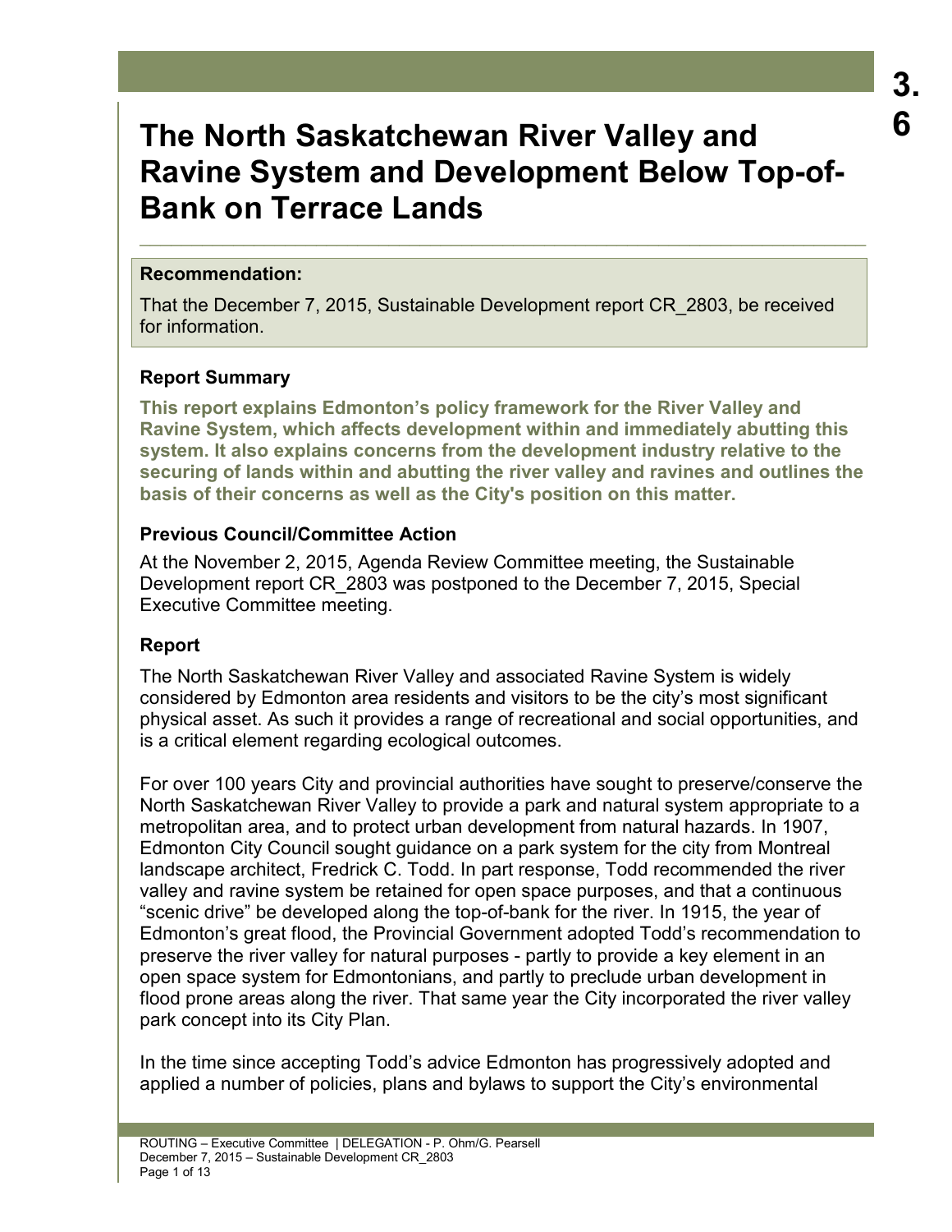# The North Saskatchewan River Valley and Ravine System and Development Below Top-of-Bank on Terrace Lands

**Recommendation:**

That the December 7, 2015, Sustainable Development report CR_2803, be received for information.

## Report Summary

**This report explains Edmonton's policy framework for the River Valley and Ravine System, which affects development within and immediately abutting this system. It also explains concerns from the development industry relative to the securing of lands within and abutting the river valley and ravines and outlines the basis of their concerns as well as the City's position on this matter.**

## Previous Council/Committee Action

At the November 2, 2015, Agenda Review Committee meeting, the Sustainable Development report CR_2803 was postponed to the December 7, 2015, Special Executive Committee meeting.

## Report

The North Saskatchewan River Valley and associated Ravine System is widely considered by Edmonton area residents and visitors to be the city's most significant physical asset. As such it provides a range of recreational and social opportunities, and is a critical element regarding ecological outcomes.

For over 100 years City and provincial authorities have sought to preserve/conserve the North Saskatchewan River Valley to provide a park and natural system appropriate to a metropolitan area, and to protect urban development from natural hazards. In 1907, Edmonton City Council sought guidance on a park system for the city from Montreal landscape architect, Fredrick C. Todd. In part response, Todd recommended the river valley and ravine system be retained for open space purposes, and that a continuous "scenic drive" be developed along the top-of-bank for the river. In 1915, the year of Edmonton's great flood, the Provincial Government adopted Todd's recommendation to preserve the river valley for natural purposes - partly to provide a key element in an open space system for Edmontonians, and partly to preclude urban development in flood prone areas along the river. That same year the City incorporated the river valley park concept into its City Plan.

In the time since accepting Todd's advice Edmonton has progressively adopted and applied a number of policies, plans and bylaws to support the City's environmental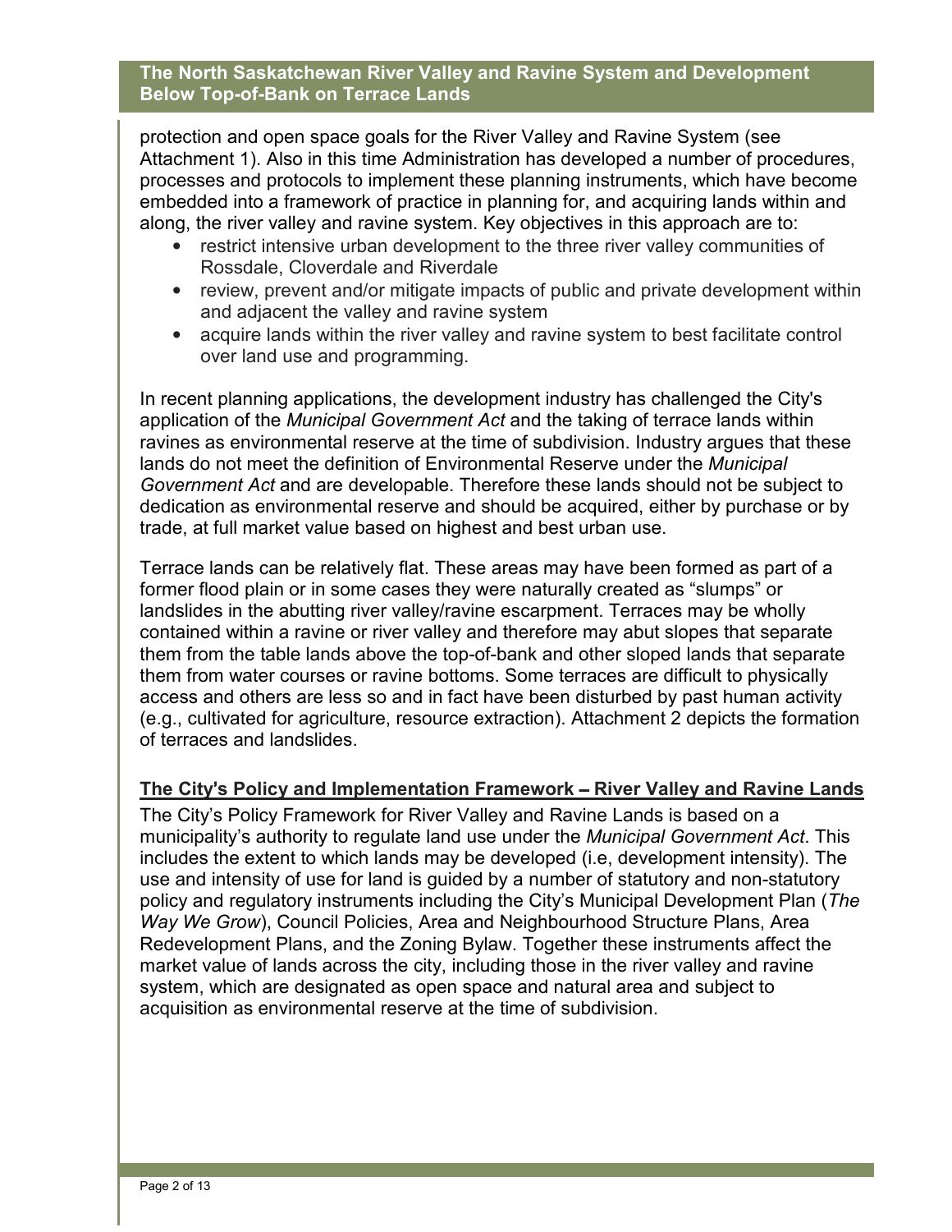protection and open space goals for the River Valley and Ravine System (see Attachment 1). Also in this time Administration has developed a number of procedures, processes and protocols to implement these planning instruments, which have become embedded into a framework of practice in planning for, and acquiring lands within and along, the river valley and ravine system. Key objectives in this approach are to:

- restrict intensive urban development to the three river valley communities of Rossdale, Cloverdale and Riverdale
- review, prevent and/or mitigate impacts of public and private development within and adjacent the valley and ravine system
- acquire lands within the river valley and ravine system to best facilitate control over land use and programming.

In recent planning applications, the development industry has challenged the City's application of the *Municipal Government Act* and the taking of terrace lands within ravines as environmental reserve at the time of subdivision. Industry argues that these lands do not meet the definition of Environmental Reserve under the *Municipal Government Act* and are developable. Therefore these lands should not be subject to dedication as environmental reserve and should be acquired, either by purchase or by trade, at full market value based on highest and best urban use.

Terrace lands can be relatively flat. These areas may have been formed as part of a former flood plain or in some cases they were naturally created as “slumps” or landslides in the abutting river valley/ravine escarpment. Terraces may be wholly contained within a ravine or river valley and therefore may abut slopes that separate them from the table lands above the top-of-bank and other sloped lands that separate them from water courses or ravine bottoms. Some terraces are difficult to physically access and others are less so and in fact have been disturbed by past human activity (e.g., cultivated for agriculture, resource extraction). Attachment 2 depicts the formation of terraces and landslides.

## The City's Policy and Implementation Framework – River Valley and Ravine Lands

The City’s Policy Framework for River Valley and Ravine Lands is based on a municipality’s authority to regulate land use under the *Municipal Government Act*. This includes the extent to which lands may be developed (i.e, development intensity). The use and intensity of use for land is guided by a number of statutory and non-statutory policy and regulatory instruments including the City’s Municipal Development Plan (*The Way We Grow*), Council Policies, Area and Neighbourhood Structure Plans, Area Redevelopment Plans, and the Zoning Bylaw. Together these instruments affect the market value of lands across the city, including those in the river valley and ravine system, which are designated as open space and natural area and subject to acquisition as environmental reserve at the time of subdivision.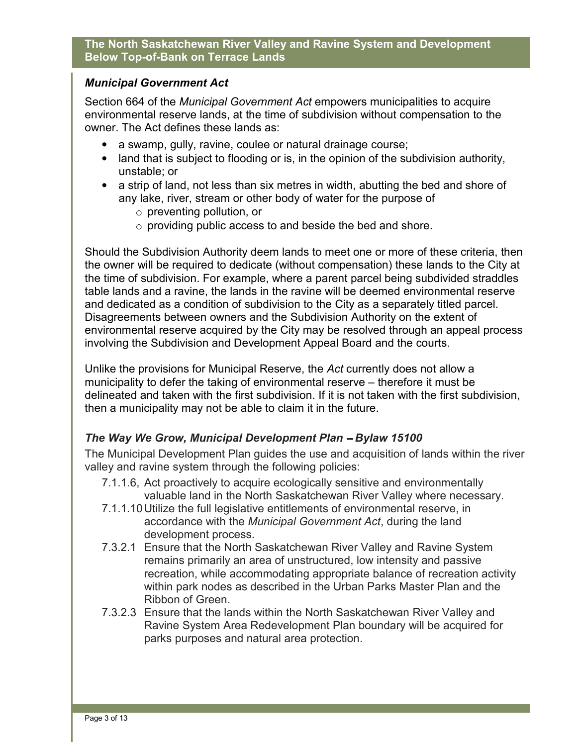## *Municipal Government Act*

Section 664 of the *Municipal Government Act* empowers municipalities to acquire environmental reserve lands, at the time of subdivision without compensation to the owner. The Act defines these lands as:

- a swamp, gully, ravine, coulee or natural drainage course;
- land that is subject to flooding or is, in the opinion of the subdivision authority, unstable; or
- a strip of land, not less than six metres in width, abutting the bed and shore of any lake, river, stream or other body of water for the purpose of
  - preventing pollution, or
  - providing public access to and beside the bed and shore.

Should the Subdivision Authority deem lands to meet one or more of these criteria, then the owner will be required to dedicate (without compensation) these lands to the City at the time of subdivision. For example, where a parent parcel being subdivided straddles table lands and a ravine, the lands in the ravine will be deemed environmental reserve and dedicated as a condition of subdivision to the City as a separately titled parcel. Disagreements between owners and the Subdivision Authority on the extent of environmental reserve acquired by the City may be resolved through an appeal process involving the Subdivision and Development Appeal Board and the courts.

Unlike the provisions for Municipal Reserve, the *Act* currently does not allow a municipality to defer the taking of environmental reserve – therefore it must be delineated and taken with the first subdivision. If it is not taken with the first subdivision, then a municipality may not be able to claim it in the future.

## *The Way We Grow, Municipal Development Plan – Bylaw 15100*

The Municipal Development Plan guides the use and acquisition of lands within the river valley and ravine system through the following policies:

- 7.1.1.6, Act proactively to acquire ecologically sensitive and environmentally valuable land in the North Saskatchewan River Valley where necessary.
- 7.1.1.10 Utilize the full legislative entitlements of environmental reserve, in accordance with the *Municipal Government Act*, during the land development process.
- 7.3.2.1 Ensure that the North Saskatchewan River Valley and Ravine System remains primarily an area of unstructured, low intensity and passive recreation, while accommodating appropriate balance of recreation activity within park nodes as described in the Urban Parks Master Plan and the Ribbon of Green.
- 7.3.2.3 Ensure that the lands within the North Saskatchewan River Valley and Ravine System Area Redevelopment Plan boundary will be acquired for parks purposes and natural area protection.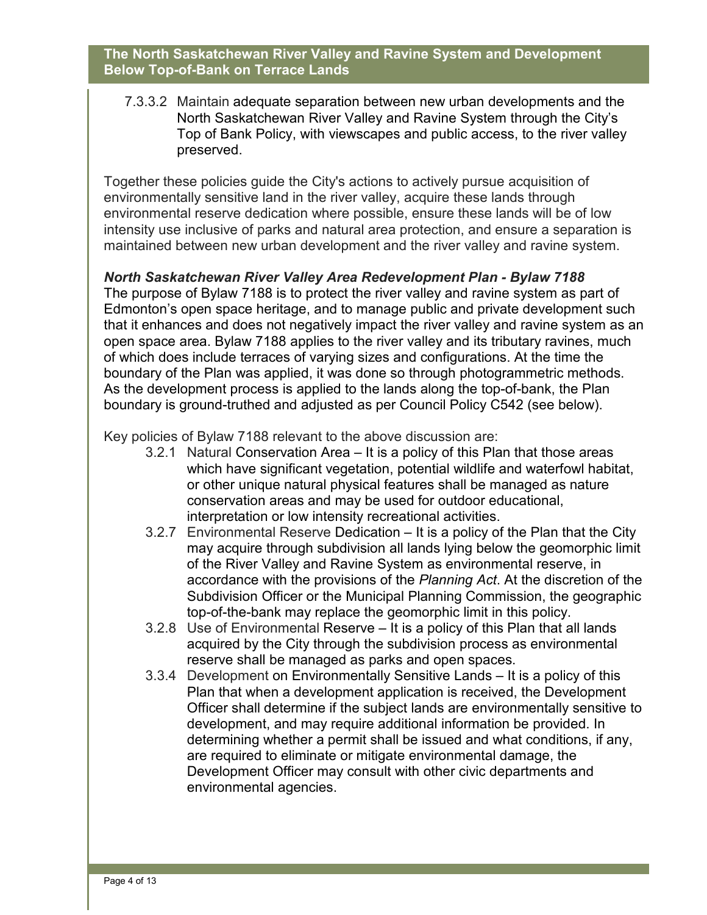7.3.3.2 Maintain adequate separation between new urban developments and the North Saskatchewan River Valley and Ravine System through the City's Top of Bank Policy, with viewscapes and public access, to the river valley preserved.

Together these policies guide the City's actions to actively pursue acquisition of environmentally sensitive land in the river valley, acquire these lands through environmental reserve dedication where possible, ensure these lands will be of low intensity use inclusive of parks and natural area protection, and ensure a separation is maintained between new urban development and the river valley and ravine system.

***North Saskatchewan River Valley Area Redevelopment Plan - Bylaw 7188***

The purpose of Bylaw 7188 is to protect the river valley and ravine system as part of Edmonton's open space heritage, and to manage public and private development such that it enhances and does not negatively impact the river valley and ravine system as an open space area. Bylaw 7188 applies to the river valley and its tributary ravines, much of which does include terraces of varying sizes and configurations. At the time the boundary of the Plan was applied, it was done so through photogrammetric methods. As the development process is applied to the lands along the top-of-bank, the Plan boundary is ground-truthed and adjusted as per Council Policy C542 (see below).

Key policies of Bylaw 7188 relevant to the above discussion are:

3.2.1 Natural Conservation Area – It is a policy of this Plan that those areas which have significant vegetation, potential wildlife and waterfowl habitat, or other unique natural physical features shall be managed as nature conservation areas and may be used for outdoor educational, interpretation or low intensity recreational activities.

3.2.7 Environmental Reserve Dedication – It is a policy of the Plan that the City may acquire through subdivision all lands lying below the geomorphic limit of the River Valley and Ravine System as environmental reserve, in accordance with the provisions of the *Planning Act*. At the discretion of the Subdivision Officer or the Municipal Planning Commission, the geographic top-of-the-bank may replace the geomorphic limit in this policy.

3.2.8 Use of Environmental Reserve – It is a policy of this Plan that all lands acquired by the City through the subdivision process as environmental reserve shall be managed as parks and open spaces.

3.3.4 Development on Environmentally Sensitive Lands – It is a policy of this Plan that when a development application is received, the Development Officer shall determine if the subject lands are environmentally sensitive to development, and may require additional information be provided. In determining whether a permit shall be issued and what conditions, if any, are required to eliminate or mitigate environmental damage, the Development Officer may consult with other civic departments and environmental agencies.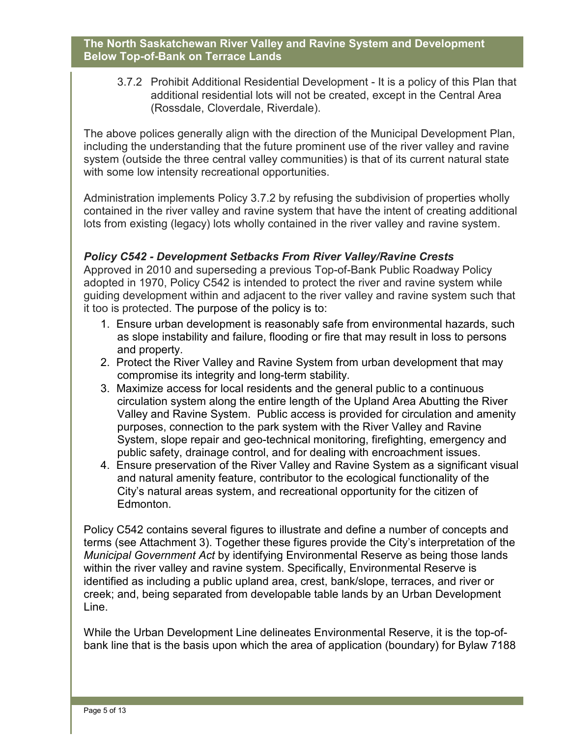3.7.2 Prohibit Additional Residential Development - It is a policy of this Plan that additional residential lots will not be created, except in the Central Area (Rossdale, Cloverdale, Riverdale).

The above polices generally align with the direction of the Municipal Development Plan, including the understanding that the future prominent use of the river valley and ravine system (outside the three central valley communities) is that of its current natural state with some low intensity recreational opportunities.

Administration implements Policy 3.7.2 by refusing the subdivision of properties wholly contained in the river valley and ravine system that have the intent of creating additional lots from existing (legacy) lots wholly contained in the river valley and ravine system.

### *Policy C542 - Development Setbacks From River Valley/Ravine Crests*

Approved in 2010 and superseding a previous Top-of-Bank Public Roadway Policy adopted in 1970, Policy C542 is intended to protect the river and ravine system while guiding development within and adjacent to the river valley and ravine system such that it too is protected. The purpose of the policy is to:

1. Ensure urban development is reasonably safe from environmental hazards, such as slope instability and failure, flooding or fire that may result in loss to persons and property.
2. Protect the River Valley and Ravine System from urban development that may compromise its integrity and long-term stability.
3. Maximize access for local residents and the general public to a continuous circulation system along the entire length of the Upland Area Abutting the River Valley and Ravine System. Public access is provided for circulation and amenity purposes, connection to the park system with the River Valley and Ravine System, slope repair and geo-technical monitoring, firefighting, emergency and public safety, drainage control, and for dealing with encroachment issues.
4. Ensure preservation of the River Valley and Ravine System as a significant visual and natural amenity feature, contributor to the ecological functionality of the City's natural areas system, and recreational opportunity for the citizen of Edmonton.

Policy C542 contains several figures to illustrate and define a number of concepts and terms (see Attachment 3). Together these figures provide the City's interpretation of the *Municipal Government Act* by identifying Environmental Reserve as being those lands within the river valley and ravine system. Specifically, Environmental Reserve is identified as including a public upland area, crest, bank/slope, terraces, and river or creek; and, being separated from developable table lands by an Urban Development Line.

While the Urban Development Line delineates Environmental Reserve, it is the top-of-bank line that is the basis upon which the area of application (boundary) for Bylaw 7188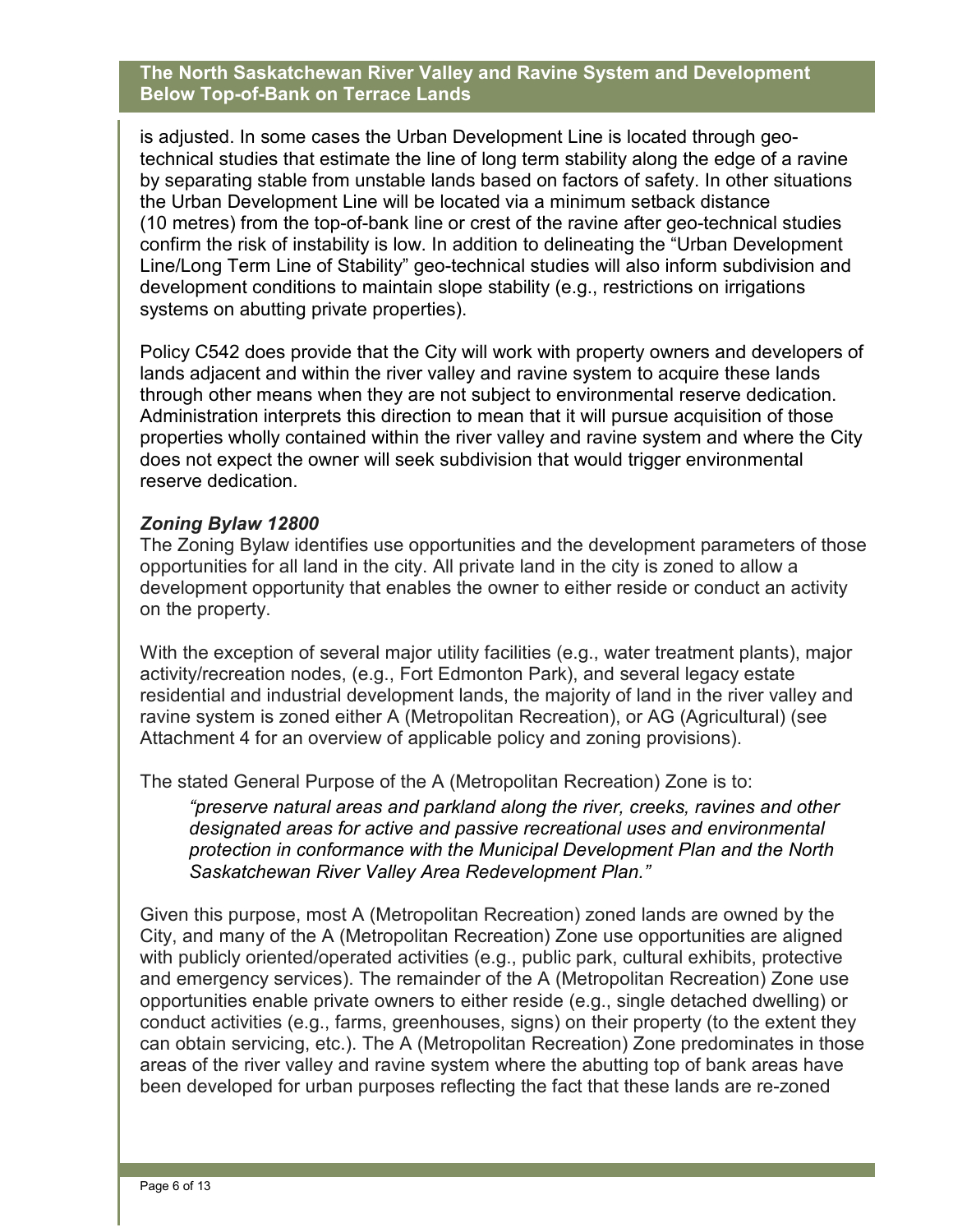is adjusted. In some cases the Urban Development Line is located through geo-technical studies that estimate the line of long term stability along the edge of a ravine by separating stable from unstable lands based on factors of safety. In other situations the Urban Development Line will be located via a minimum setback distance (10 metres) from the top-of-bank line or crest of the ravine after geo-technical studies confirm the risk of instability is low. In addition to delineating the "Urban Development Line/Long Term Line of Stability" geo-technical studies will also inform subdivision and development conditions to maintain slope stability (e.g., restrictions on irrigations systems on abutting private properties).

Policy C542 does provide that the City will work with property owners and developers of lands adjacent and within the river valley and ravine system to acquire these lands through other means when they are not subject to environmental reserve dedication. Administration interprets this direction to mean that it will pursue acquisition of those properties wholly contained within the river valley and ravine system and where the City does not expect the owner will seek subdivision that would trigger environmental reserve dedication.

***Zoning Bylaw 12800***

The Zoning Bylaw identifies use opportunities and the development parameters of those opportunities for all land in the city. All private land in the city is zoned to allow a development opportunity that enables the owner to either reside or conduct an activity on the property.

With the exception of several major utility facilities (e.g., water treatment plants), major activity/recreation nodes, (e.g., Fort Edmonton Park), and several legacy estate residential and industrial development lands, the majority of land in the river valley and ravine system is zoned either A (Metropolitan Recreation), or AG (Agricultural) (see Attachment 4 for an overview of applicable policy and zoning provisions).

The stated General Purpose of the A (Metropolitan Recreation) Zone is to:

> *"preserve natural areas and parkland along the river, creeks, ravines and other designated areas for active and passive recreational uses and environmental protection in conformance with the Municipal Development Plan and the North Saskatchewan River Valley Area Redevelopment Plan."*

Given this purpose, most A (Metropolitan Recreation) zoned lands are owned by the City, and many of the A (Metropolitan Recreation) Zone use opportunities are aligned with publicly oriented/operated activities (e.g., public park, cultural exhibits, protective and emergency services). The remainder of the A (Metropolitan Recreation) Zone use opportunities enable private owners to either reside (e.g., single detached dwelling) or conduct activities (e.g., farms, greenhouses, signs) on their property (to the extent they can obtain servicing, etc.). The A (Metropolitan Recreation) Zone predominates in those areas of the river valley and ravine system where the abutting top of bank areas have been developed for urban purposes reflecting the fact that these lands are re-zoned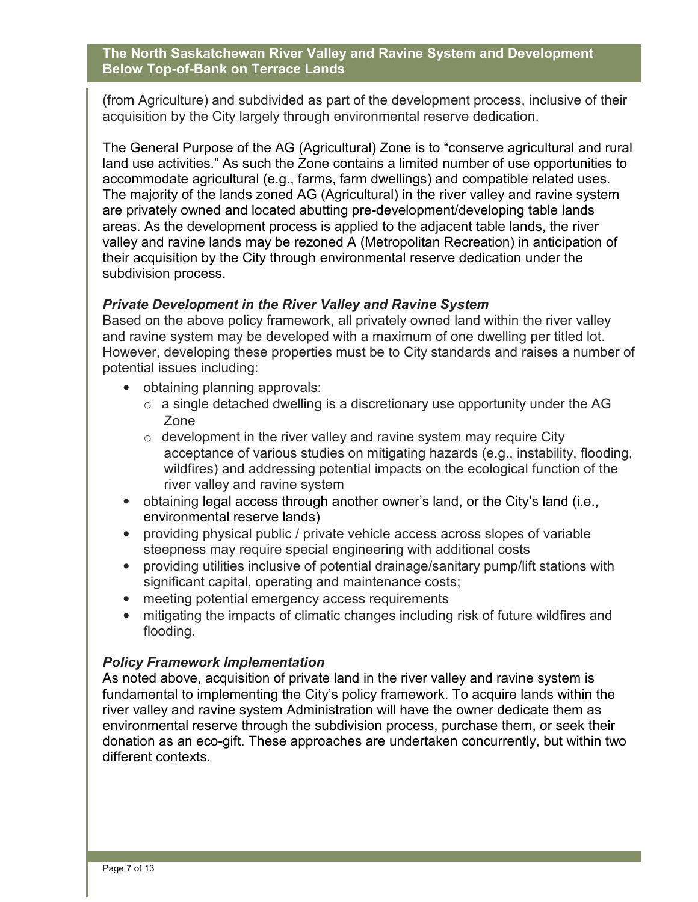(from Agriculture) and subdivided as part of the development process, inclusive of their acquisition by the City largely through environmental reserve dedication.

The General Purpose of the AG (Agricultural) Zone is to "conserve agricultural and rural land use activities." As such the Zone contains a limited number of use opportunities to accommodate agricultural (e.g., farms, farm dwellings) and compatible related uses. The majority of the lands zoned AG (Agricultural) in the river valley and ravine system are privately owned and located abutting pre-development/developing table lands areas. As the development process is applied to the adjacent table lands, the river valley and ravine lands may be rezoned A (Metropolitan Recreation) in anticipation of their acquisition by the City through environmental reserve dedication under the subdivision process.

### *Private Development in the River Valley and Ravine System*

Based on the above policy framework, all privately owned land within the river valley and ravine system may be developed with a maximum of one dwelling per titled lot. However, developing these properties must be to City standards and raises a number of potential issues including:

- obtaining planning approvals:
  - a single detached dwelling is a discretionary use opportunity under the AG Zone
  - development in the river valley and ravine system may require City acceptance of various studies on mitigating hazards (e.g., instability, flooding, wildfires) and addressing potential impacts on the ecological function of the river valley and ravine system
- obtaining legal access through another owner's land, or the City's land (i.e., environmental reserve lands)
- providing physical public / private vehicle access across slopes of variable steepness may require special engineering with additional costs
- providing utilities inclusive of potential drainage/sanitary pump/lift stations with significant capital, operating and maintenance costs;
- meeting potential emergency access requirements
- mitigating the impacts of climatic changes including risk of future wildfires and flooding.

### *Policy Framework Implementation*

As noted above, acquisition of private land in the river valley and ravine system is fundamental to implementing the City's policy framework. To acquire lands within the river valley and ravine system Administration will have the owner dedicate them as environmental reserve through the subdivision process, purchase them, or seek their donation as an eco-gift. These approaches are undertaken concurrently, but within two different contexts.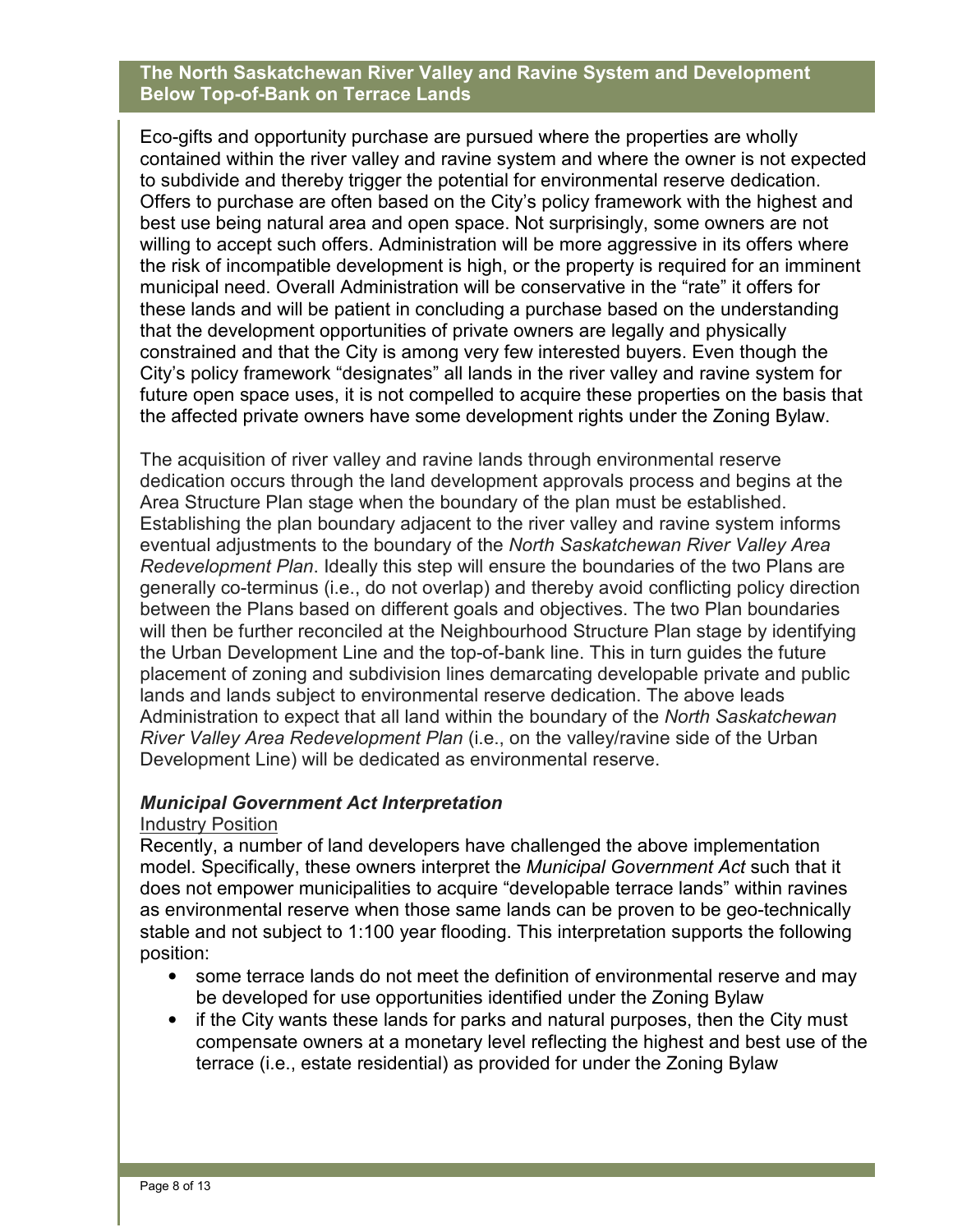Eco-gifts and opportunity purchase are pursued where the properties are wholly contained within the river valley and ravine system and where the owner is not expected to subdivide and thereby trigger the potential for environmental reserve dedication. Offers to purchase are often based on the City's policy framework with the highest and best use being natural area and open space. Not surprisingly, some owners are not willing to accept such offers. Administration will be more aggressive in its offers where the risk of incompatible development is high, or the property is required for an imminent municipal need. Overall Administration will be conservative in the "rate" it offers for these lands and will be patient in concluding a purchase based on the understanding that the development opportunities of private owners are legally and physically constrained and that the City is among very few interested buyers. Even though the City's policy framework "designates" all lands in the river valley and ravine system for future open space uses, it is not compelled to acquire these properties on the basis that the affected private owners have some development rights under the Zoning Bylaw.

The acquisition of river valley and ravine lands through environmental reserve dedication occurs through the land development approvals process and begins at the Area Structure Plan stage when the boundary of the plan must be established. Establishing the plan boundary adjacent to the river valley and ravine system informs eventual adjustments to the boundary of the *North Saskatchewan River Valley Area Redevelopment Plan*. Ideally this step will ensure the boundaries of the two Plans are generally co-terminus (i.e., do not overlap) and thereby avoid conflicting policy direction between the Plans based on different goals and objectives. The two Plan boundaries will then be further reconciled at the Neighbourhood Structure Plan stage by identifying the Urban Development Line and the top-of-bank line. This in turn guides the future placement of zoning and subdivision lines demarcating developable private and public lands and lands subject to environmental reserve dedication. The above leads Administration to expect that all land within the boundary of the *North Saskatchewan River Valley Area Redevelopment Plan* (i.e., on the valley/ravine side of the Urban Development Line) will be dedicated as environmental reserve.

### *Municipal Government Act Interpretation*

Industry Position

Recently, a number of land developers have challenged the above implementation model. Specifically, these owners interpret the *Municipal Government Act* such that it does not empower municipalities to acquire "developable terrace lands" within ravines as environmental reserve when those same lands can be proven to be geo-technically stable and not subject to 1:100 year flooding. This interpretation supports the following position:

- some terrace lands do not meet the definition of environmental reserve and may be developed for use opportunities identified under the Zoning Bylaw
- if the City wants these lands for parks and natural purposes, then the City must compensate owners at a monetary level reflecting the highest and best use of the terrace (i.e., estate residential) as provided for under the Zoning Bylaw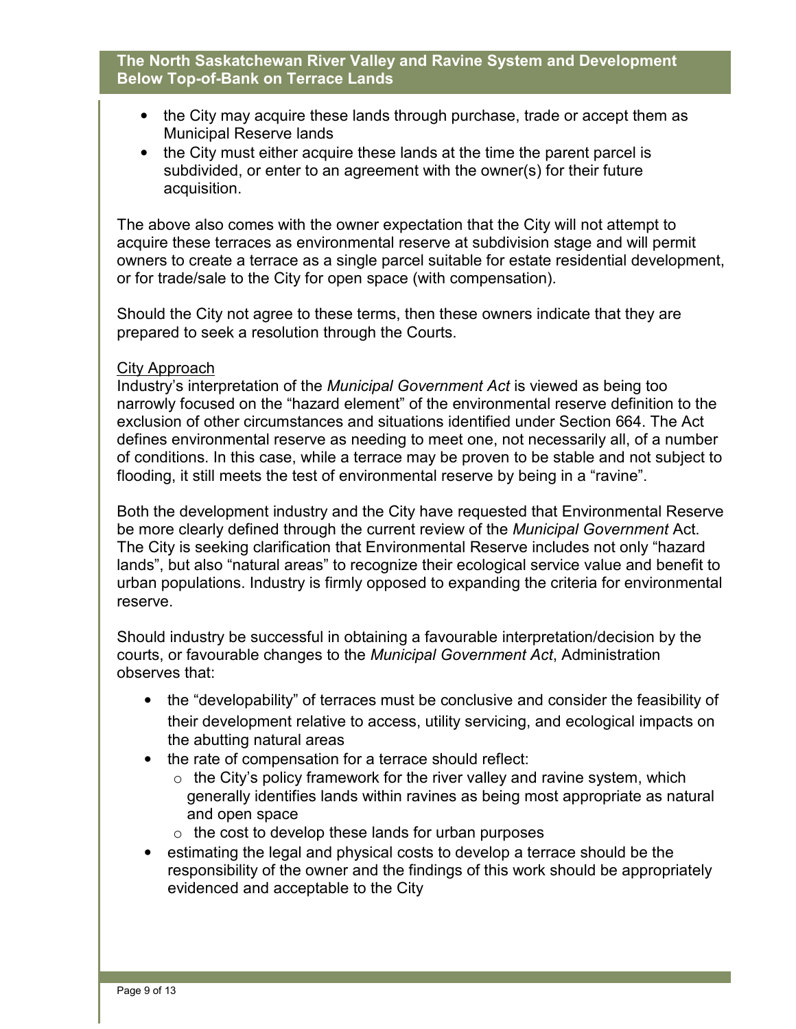- the City may acquire these lands through purchase, trade or accept them as Municipal Reserve lands
- the City must either acquire these lands at the time the parent parcel is subdivided, or enter to an agreement with the owner(s) for their future acquisition.

The above also comes with the owner expectation that the City will not attempt to acquire these terraces as environmental reserve at subdivision stage and will permit owners to create a terrace as a single parcel suitable for estate residential development, or for trade/sale to the City for open space (with compensation).

Should the City not agree to these terms, then these owners indicate that they are prepared to seek a resolution through the Courts.

<u>City Approach</u>

Industry's interpretation of the *Municipal Government Act* is viewed as being too narrowly focused on the "hazard element" of the environmental reserve definition to the exclusion of other circumstances and situations identified under Section 664. The Act defines environmental reserve as needing to meet one, not necessarily all, of a number of conditions. In this case, while a terrace may be proven to be stable and not subject to flooding, it still meets the test of environmental reserve by being in a "ravine".

Both the development industry and the City have requested that Environmental Reserve be more clearly defined through the current review of the *Municipal Government* Act. The City is seeking clarification that Environmental Reserve includes not only "hazard lands", but also "natural areas" to recognize their ecological service value and benefit to urban populations. Industry is firmly opposed to expanding the criteria for environmental reserve.

Should industry be successful in obtaining a favourable interpretation/decision by the courts, or favourable changes to the *Municipal Government Act*, Administration observes that:

- the "developability" of terraces must be conclusive and consider the feasibility of their development relative to access, utility servicing, and ecological impacts on the abutting natural areas
- the rate of compensation for a terrace should reflect:
  - the City's policy framework for the river valley and ravine system, which generally identifies lands within ravines as being most appropriate as natural and open space
  - the cost to develop these lands for urban purposes
- estimating the legal and physical costs to develop a terrace should be the responsibility of the owner and the findings of this work should be appropriately evidenced and acceptable to the City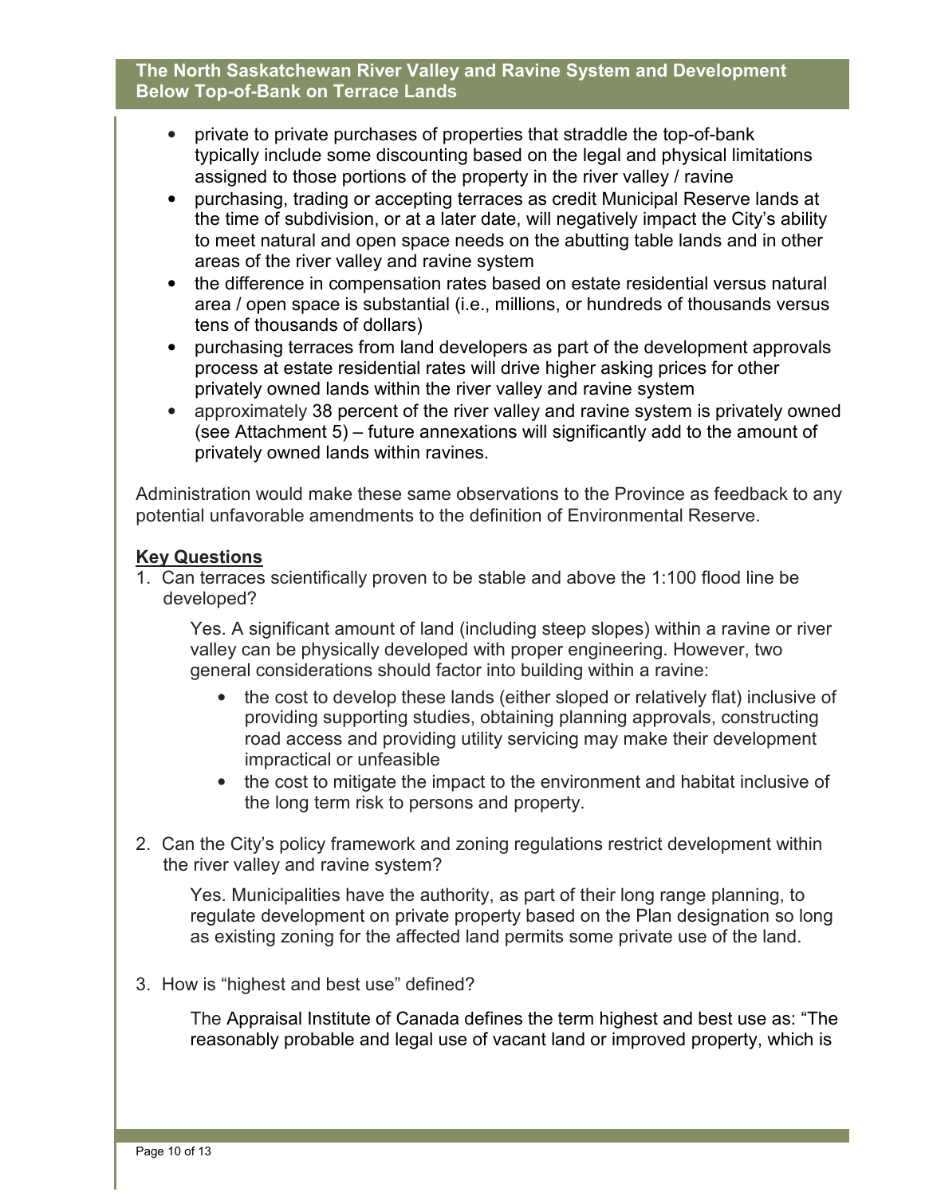- private to private purchases of properties that straddle the top-of-bank typically include some discounting based on the legal and physical limitations assigned to those portions of the property in the river valley / ravine
- purchasing, trading or accepting terraces as credit Municipal Reserve lands at the time of subdivision, or at a later date, will negatively impact the City's ability to meet natural and open space needs on the abutting table lands and in other areas of the river valley and ravine system
- the difference in compensation rates based on estate residential versus natural area / open space is substantial (i.e., millions, or hundreds of thousands versus tens of thousands of dollars)
- purchasing terraces from land developers as part of the development approvals process at estate residential rates will drive higher asking prices for other privately owned lands within the river valley and ravine system
- approximately 38 percent of the river valley and ravine system is privately owned (see Attachment 5) – future annexations will significantly add to the amount of privately owned lands within ravines.

Administration would make these same observations to the Province as feedback to any potential unfavorable amendments to the definition of Environmental Reserve.

## Key Questions

1. Can terraces scientifically proven to be stable and above the 1:100 flood line be developed?

   Yes. A significant amount of land (including steep slopes) within a ravine or river valley can be physically developed with proper engineering. However, two general considerations should factor into building within a ravine:

   - the cost to develop these lands (either sloped or relatively flat) inclusive of providing supporting studies, obtaining planning approvals, constructing road access and providing utility servicing may make their development impractical or unfeasible
   - the cost to mitigate the impact to the environment and habitat inclusive of the long term risk to persons and property.

2. Can the City's policy framework and zoning regulations restrict development within the river valley and ravine system?

   Yes. Municipalities have the authority, as part of their long range planning, to regulate development on private property based on the Plan designation so long as existing zoning for the affected land permits some private use of the land.

3. How is "highest and best use" defined?

   The Appraisal Institute of Canada defines the term highest and best use as: "The reasonably probable and legal use of vacant land or improved property, which is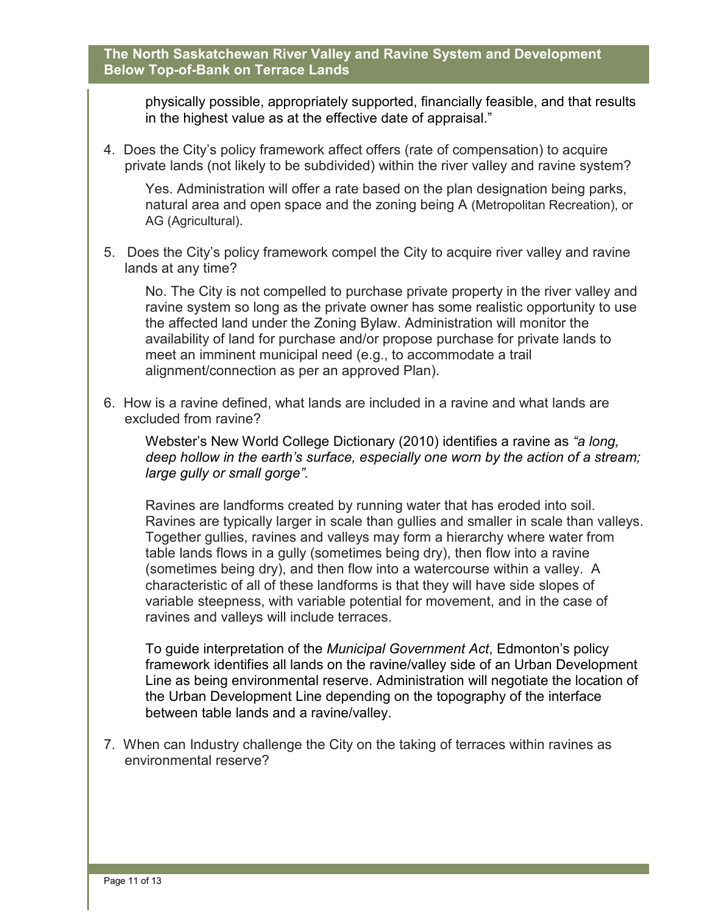physically possible, appropriately supported, financially feasible, and that results in the highest value as at the effective date of appraisal."

4. Does the City's policy framework affect offers (rate of compensation) to acquire private lands (not likely to be subdivided) within the river valley and ravine system?

   Yes. Administration will offer a rate based on the plan designation being parks, natural area and open space and the zoning being A (Metropolitan Recreation), or AG (Agricultural).

5. Does the City's policy framework compel the City to acquire river valley and ravine lands at any time?

   No. The City is not compelled to purchase private property in the river valley and ravine system so long as the private owner has some realistic opportunity to use the affected land under the Zoning Bylaw. Administration will monitor the availability of land for purchase and/or propose purchase for private lands to meet an imminent municipal need (e.g., to accommodate a trail alignment/connection as per an approved Plan).

6. How is a ravine defined, what lands are included in a ravine and what lands are excluded from ravine?

   Webster's New World College Dictionary (2010) identifies a ravine as *"a long, deep hollow in the earth's surface, especially one worn by the action of a stream; large gully or small gorge".*

   Ravines are landforms created by running water that has eroded into soil. Ravines are typically larger in scale than gullies and smaller in scale than valleys. Together gullies, ravines and valleys may form a hierarchy where water from table lands flows in a gully (sometimes being dry), then flow into a ravine (sometimes being dry), and then flow into a watercourse within a valley. A characteristic of all of these landforms is that they will have side slopes of variable steepness, with variable potential for movement, and in the case of ravines and valleys will include terraces.

   To guide interpretation of the *Municipal Government Act*, Edmonton's policy framework identifies all lands on the ravine/valley side of an Urban Development Line as being environmental reserve. Administration will negotiate the location of the Urban Development Line depending on the topography of the interface between table lands and a ravine/valley.

7. When can Industry challenge the City on the taking of terraces within ravines as environmental reserve?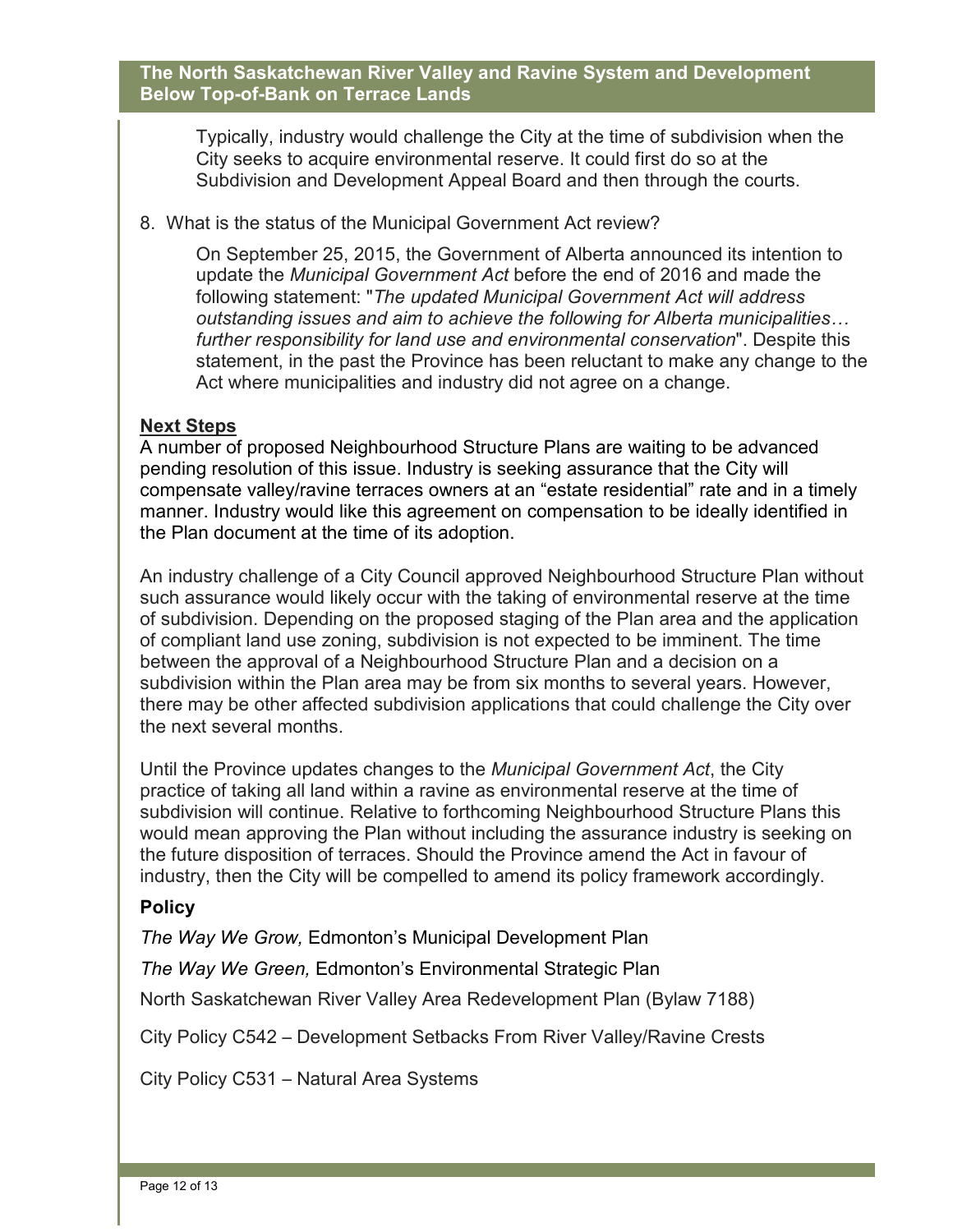Typically, industry would challenge the City at the time of subdivision when the City seeks to acquire environmental reserve. It could first do so at the Subdivision and Development Appeal Board and then through the courts.

8. What is the status of the Municipal Government Act review?

   On September 25, 2015, the Government of Alberta announced its intention to update the *Municipal Government Act* before the end of 2016 and made the following statement: "*The updated Municipal Government Act will address outstanding issues and aim to achieve the following for Alberta municipalities… further responsibility for land use and environmental conservation*". Despite this statement, in the past the Province has been reluctant to make any change to the Act where municipalities and industry did not agree on a change.

**<u>Next Steps</u>**

A number of proposed Neighbourhood Structure Plans are waiting to be advanced pending resolution of this issue. Industry is seeking assurance that the City will compensate valley/ravine terraces owners at an "estate residential" rate and in a timely manner. Industry would like this agreement on compensation to be ideally identified in the Plan document at the time of its adoption.

An industry challenge of a City Council approved Neighbourhood Structure Plan without such assurance would likely occur with the taking of environmental reserve at the time of subdivision. Depending on the proposed staging of the Plan area and the application of compliant land use zoning, subdivision is not expected to be imminent. The time between the approval of a Neighbourhood Structure Plan and a decision on a subdivision within the Plan area may be from six months to several years. However, there may be other affected subdivision applications that could challenge the City over the next several months.

Until the Province updates changes to the *Municipal Government Act*, the City practice of taking all land within a ravine as environmental reserve at the time of subdivision will continue. Relative to forthcoming Neighbourhood Structure Plans this would mean approving the Plan without including the assurance industry is seeking on the future disposition of terraces. Should the Province amend the Act in favour of industry, then the City will be compelled to amend its policy framework accordingly.

**Policy**

*The Way We Grow,* Edmonton's Municipal Development Plan

*The Way We Green,* Edmonton's Environmental Strategic Plan

North Saskatchewan River Valley Area Redevelopment Plan (Bylaw 7188)

City Policy C542 – Development Setbacks From River Valley/Ravine Crests

City Policy C531 – Natural Area Systems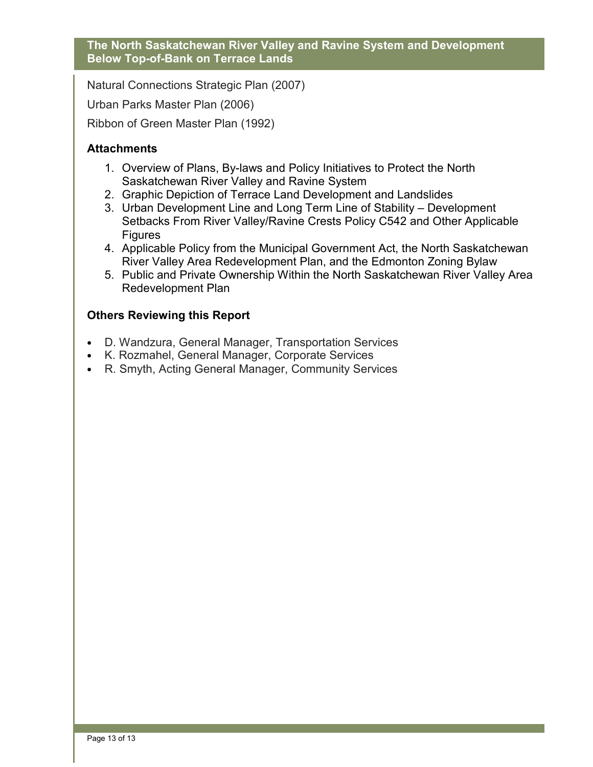Natural Connections Strategic Plan (2007)

Urban Parks Master Plan (2006)

Ribbon of Green Master Plan (1992)

### Attachments

1. Overview of Plans, By-laws and Policy Initiatives to Protect the North Saskatchewan River Valley and Ravine System
2. Graphic Depiction of Terrace Land Development and Landslides
3. Urban Development Line and Long Term Line of Stability – Development Setbacks From River Valley/Ravine Crests Policy C542 and Other Applicable Figures
4. Applicable Policy from the Municipal Government Act, the North Saskatchewan River Valley Area Redevelopment Plan, and the Edmonton Zoning Bylaw
5. Public and Private Ownership Within the North Saskatchewan River Valley Area Redevelopment Plan

### Others Reviewing this Report

- D. Wandzura, General Manager, Transportation Services
- K. Rozmahel, General Manager, Corporate Services
- R. Smyth, Acting General Manager, Community Services